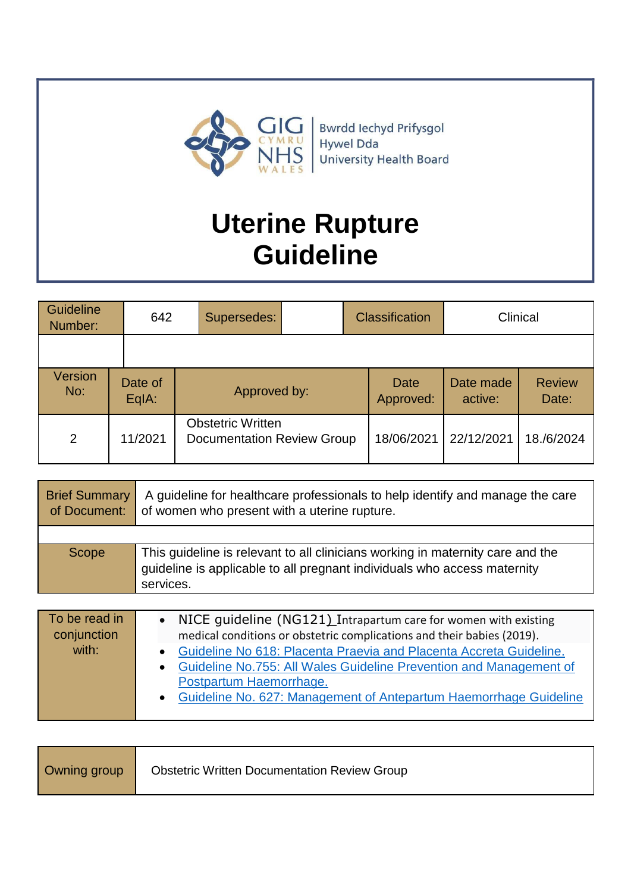Bwrdd Iechyd Prifysgol Hywel Dda University Health Board

# Uterine Rupture Guideline

| Guideline Number: | 642 | Supersedes: | | Classification | Clinical |
|---|---|---|---|---|---|
| | | | | | |

| Version No: | Date of EqIA: | Approved by: | Date Approved: | Date made active: | Review Date: |
|---|---|---|---|---|---|
| 2 | 11/2021 | Obstetric Written Documentation Review Group | 18/06/2021 | 22/12/2021 | 18./6/2024 |

| Brief Summary of Document: | A guideline for healthcare professionals to help identify and manage the care of women who present with a uterine rupture. |
|---|---|
| | |
| Scope | This guideline is relevant to all clinicians working in maternity care and the guideline is applicable to all pregnant individuals who access maternity services. |

| To be read in conjunction with: | <ul><li>NICE guideline (NG121) Intrapartum care for women with existing medical conditions or obstetric complications and their babies (2019).</li><li>Guideline No 618: Placenta Praevia and Placenta Accreta Guideline.</li><li>Guideline No.755: All Wales Guideline Prevention and Management of Postpartum Haemorrhage.</li><li>Guideline No. 627: Management of Antepartum Haemorrhage Guideline</li></ul> |
|---|---|

| Owning group | Obstetric Written Documentation Review Group |
|---|---|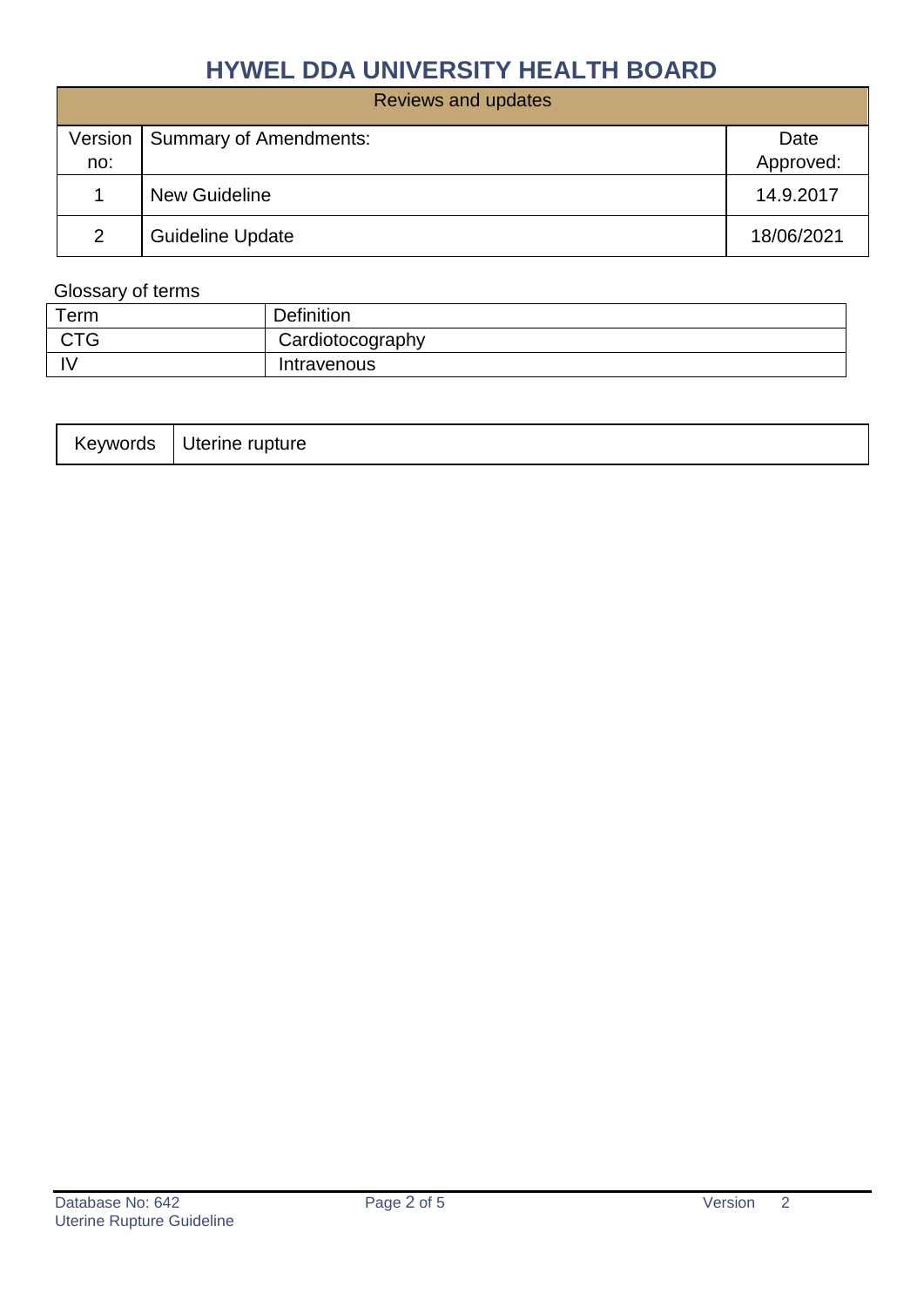# HYWEL DDA UNIVERSITY HEALTH BOARD

| Reviews and updates | | |
|---|---|---|
| Version no: | Summary of Amendments: | Date Approved: |
| 1 | New Guideline | 14.9.2017 |
| 2 | Guideline Update | 18/06/2021 |

Glossary of terms

| Term | Definition |
|---|---|
| CTG | Cardiotocography |
| IV | Intravenous |

| Keywords | Uterine rupture |
|---|---|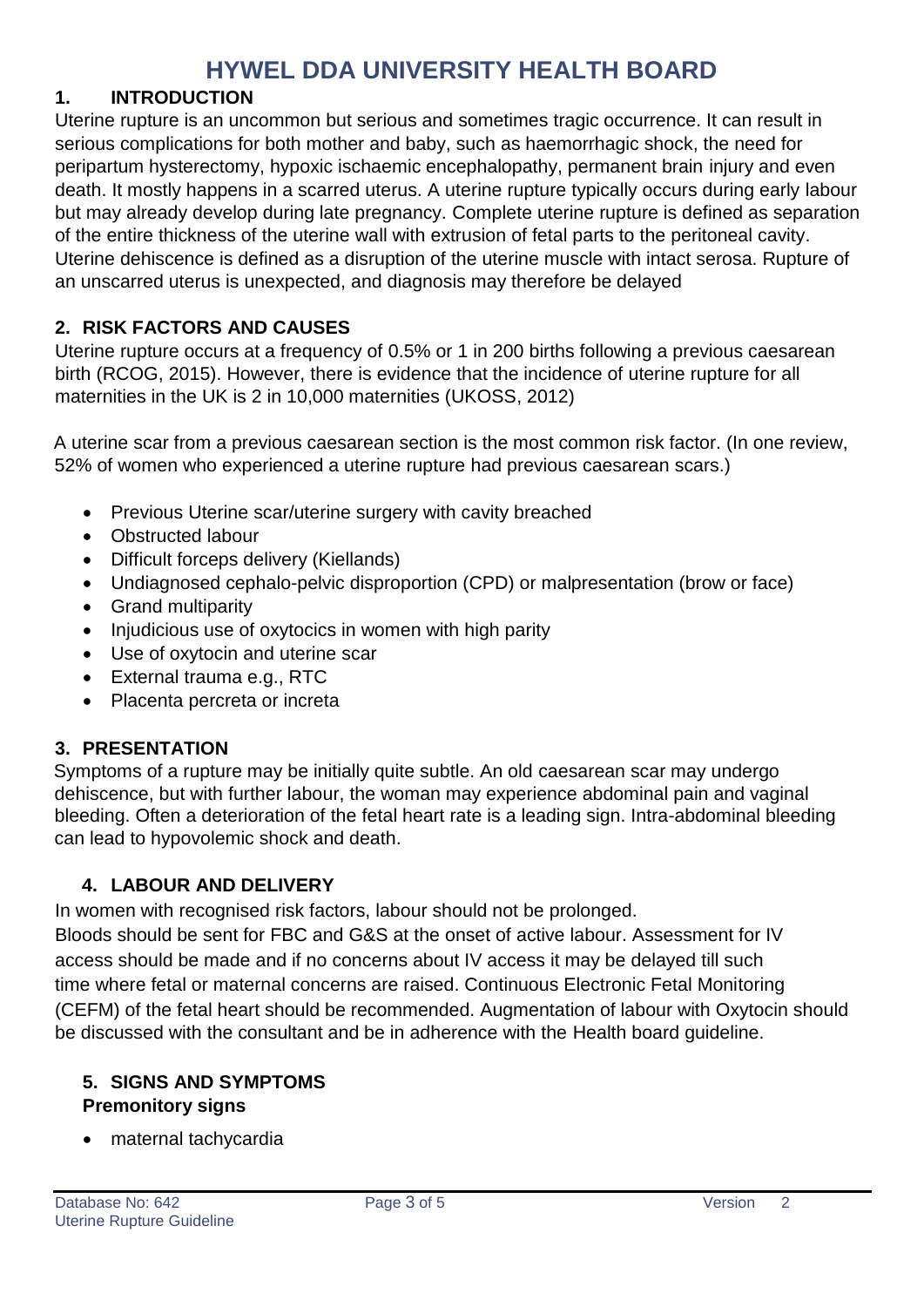# HYWEL DDA UNIVERSITY HEALTH BOARD

## 1. INTRODUCTION

Uterine rupture is an uncommon but serious and sometimes tragic occurrence. It can result in serious complications for both mother and baby, such as haemorrhagic shock, the need for peripartum hysterectomy, hypoxic ischaemic encephalopathy, permanent brain injury and even death. It mostly happens in a scarred uterus. A uterine rupture typically occurs during early labour but may already develop during late pregnancy. Complete uterine rupture is defined as separation of the entire thickness of the uterine wall with extrusion of fetal parts to the peritoneal cavity. Uterine dehiscence is defined as a disruption of the uterine muscle with intact serosa. Rupture of an unscarred uterus is unexpected, and diagnosis may therefore be delayed

## 2. RISK FACTORS AND CAUSES

Uterine rupture occurs at a frequency of 0.5% or 1 in 200 births following a previous caesarean birth (RCOG, 2015). However, there is evidence that the incidence of uterine rupture for all maternities in the UK is 2 in 10,000 maternities (UKOSS, 2012)

A uterine scar from a previous caesarean section is the most common risk factor. (In one review, 52% of women who experienced a uterine rupture had previous caesarean scars.)

- Previous Uterine scar/uterine surgery with cavity breached
- Obstructed labour
- Difficult forceps delivery (Kiellands)
- Undiagnosed cephalo-pelvic disproportion (CPD) or malpresentation (brow or face)
- Grand multiparity
- Injudicious use of oxytocics in women with high parity
- Use of oxytocin and uterine scar
- External trauma e.g., RTC
- Placenta percreta or increta

## 3. PRESENTATION

Symptoms of a rupture may be initially quite subtle. An old caesarean scar may undergo dehiscence, but with further labour, the woman may experience abdominal pain and vaginal bleeding. Often a deterioration of the fetal heart rate is a leading sign. Intra-abdominal bleeding can lead to hypovolemic shock and death.

## 4. LABOUR AND DELIVERY

In women with recognised risk factors, labour should not be prolonged.
Bloods should be sent for FBC and G&S at the onset of active labour. Assessment for IV access should be made and if no concerns about IV access it may be delayed till such time where fetal or maternal concerns are raised. Continuous Electronic Fetal Monitoring (CEFM) of the fetal heart should be recommended. Augmentation of labour with Oxytocin should be discussed with the consultant and be in adherence with the Health board guideline.

## 5. SIGNS AND SYMPTOMS

**Premonitory signs**

- maternal tachycardia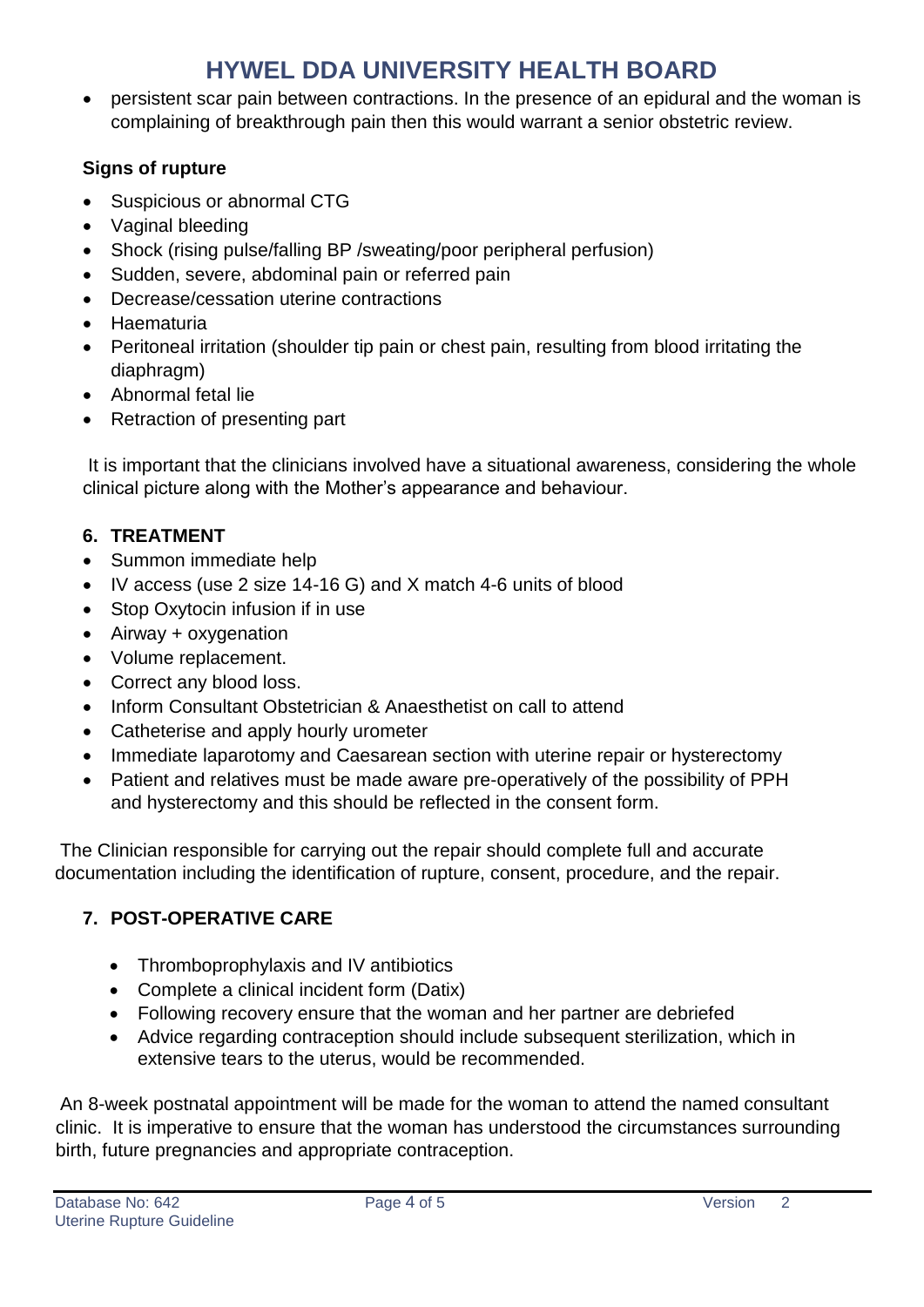- persistent scar pain between contractions. In the presence of an epidural and the woman is complaining of breakthrough pain then this would warrant a senior obstetric review.

**Signs of rupture**

- Suspicious or abnormal CTG
- Vaginal bleeding
- Shock (rising pulse/falling BP /sweating/poor peripheral perfusion)
- Sudden, severe, abdominal pain or referred pain
- Decrease/cessation uterine contractions
- Haematuria
- Peritoneal irritation (shoulder tip pain or chest pain, resulting from blood irritating the diaphragm)
- Abnormal fetal lie
- Retraction of presenting part

It is important that the clinicians involved have a situational awareness, considering the whole clinical picture along with the Mother's appearance and behaviour.

## 6. TREATMENT

- Summon immediate help
- IV access (use 2 size 14-16 G) and X match 4-6 units of blood
- Stop Oxytocin infusion if in use
- Airway + oxygenation
- Volume replacement.
- Correct any blood loss.
- Inform Consultant Obstetrician & Anaesthetist on call to attend
- Catheterise and apply hourly urometer
- Immediate laparotomy and Caesarean section with uterine repair or hysterectomy
- Patient and relatives must be made aware pre-operatively of the possibility of PPH and hysterectomy and this should be reflected in the consent form.

The Clinician responsible for carrying out the repair should complete full and accurate documentation including the identification of rupture, consent, procedure, and the repair.

## 7. POST-OPERATIVE CARE

- Thromboprophylaxis and IV antibiotics
- Complete a clinical incident form (Datix)
- Following recovery ensure that the woman and her partner are debriefed
- Advice regarding contraception should include subsequent sterilization, which in extensive tears to the uterus, would be recommended.

An 8-week postnatal appointment will be made for the woman to attend the named consultant clinic. It is imperative to ensure that the woman has understood the circumstances surrounding birth, future pregnancies and appropriate contraception.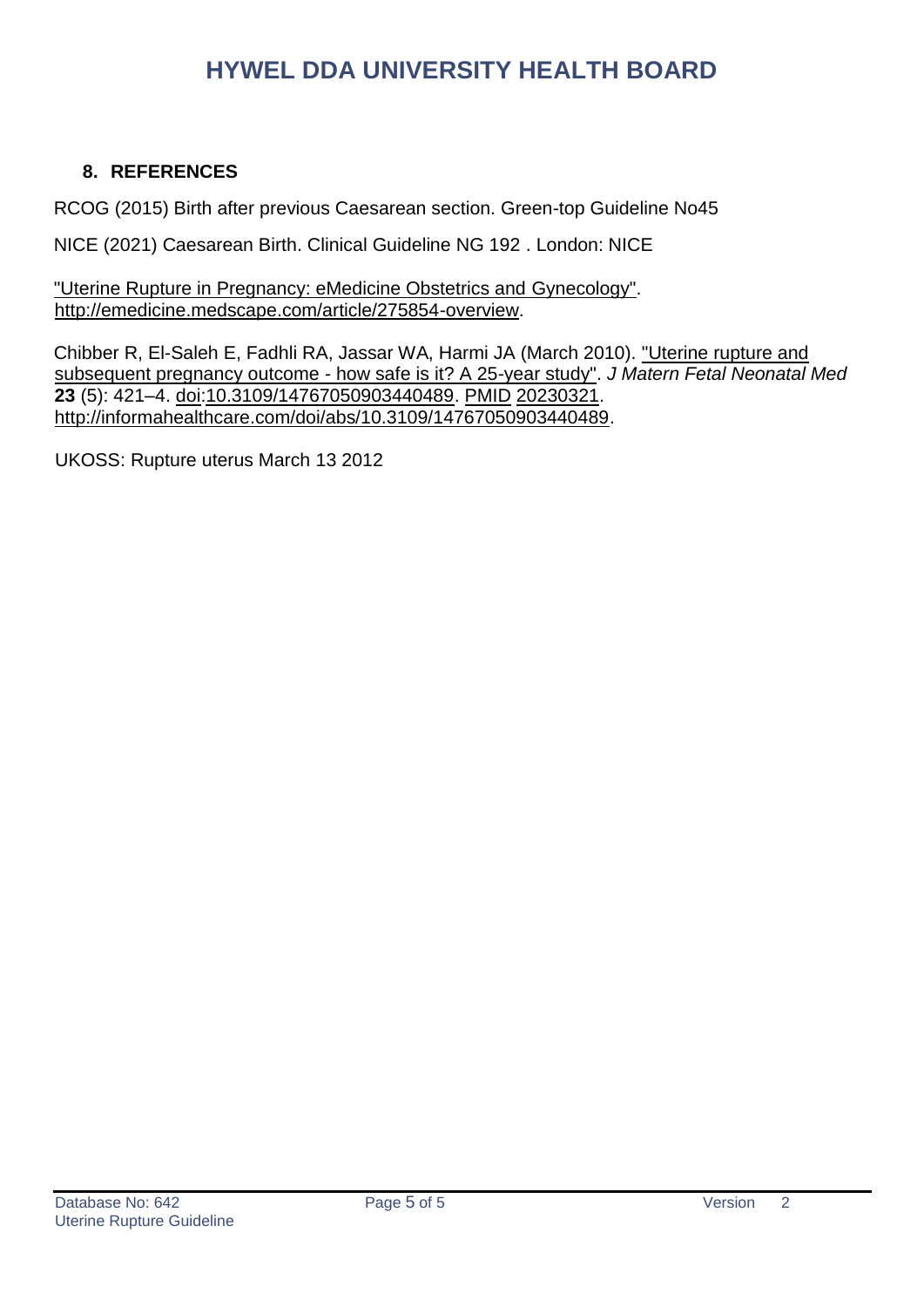## 8. REFERENCES

RCOG (2015) Birth after previous Caesarean section. Green-top Guideline No45

NICE (2021) Caesarean Birth. Clinical Guideline NG 192 . London: NICE

"Uterine Rupture in Pregnancy: eMedicine Obstetrics and Gynecology". http://emedicine.medscape.com/article/275854-overview.

Chibber R, El-Saleh E, Fadhli RA, Jassar WA, Harmi JA (March 2010). "Uterine rupture and subsequent pregnancy outcome - how safe is it? A 25-year study". *J Matern Fetal Neonatal Med* **23** (5): 421–4. doi:10.3109/14767050903440489. PMID 20230321. http://informahealthcare.com/doi/abs/10.3109/14767050903440489.

UKOSS: Rupture uterus March 13 2012